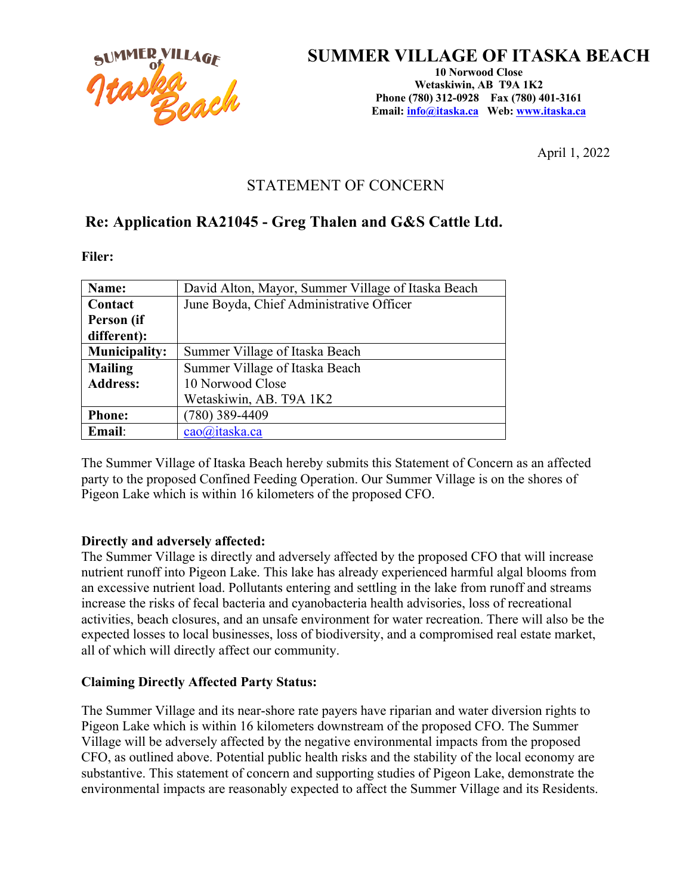# SUMMER VILLAGE OF ITASKA BEACH

**10 Norwood Close**
**Wetaskiwin, AB T9A 1K2**
**Phone (780) 312-0928 Fax (780) 401-3161**
**Email: info@itaska.ca Web: www.itaska.ca**

April 1, 2022

## STATEMENT OF CONCERN

## Re: Application RA21045 - Greg Thalen and G&S Cattle Ltd.

**Filer:**

| | |
|---|---|
| **Name:** | David Alton, Mayor, Summer Village of Itaska Beach |
| **Contact Person (if different):** | June Boyda, Chief Administrative Officer |
| **Municipality:** | Summer Village of Itaska Beach |
| **Mailing Address:** | Summer Village of Itaska Beach<br>10 Norwood Close<br>Wetaskiwin, AB. T9A 1K2 |
| **Phone:** | (780) 389-4409 |
| **Email:** | cao@itaska.ca |

The Summer Village of Itaska Beach hereby submits this Statement of Concern as an affected party to the proposed Confined Feeding Operation. Our Summer Village is on the shores of Pigeon Lake which is within 16 kilometers of the proposed CFO.

**Directly and adversely affected:**
The Summer Village is directly and adversely affected by the proposed CFO that will increase nutrient runoff into Pigeon Lake. This lake has already experienced harmful algal blooms from an excessive nutrient load. Pollutants entering and settling in the lake from runoff and streams increase the risks of fecal bacteria and cyanobacteria health advisories, loss of recreational activities, beach closures, and an unsafe environment for water recreation. There will also be the expected losses to local businesses, loss of biodiversity, and a compromised real estate market, all of which will directly affect our community.

**Claiming Directly Affected Party Status:**

The Summer Village and its near-shore rate payers have riparian and water diversion rights to Pigeon Lake which is within 16 kilometers downstream of the proposed CFO. The Summer Village will be adversely affected by the negative environmental impacts from the proposed CFO, as outlined above. Potential public health risks and the stability of the local economy are substantive. This statement of concern and supporting studies of Pigeon Lake, demonstrate the environmental impacts are reasonably expected to affect the Summer Village and its Residents.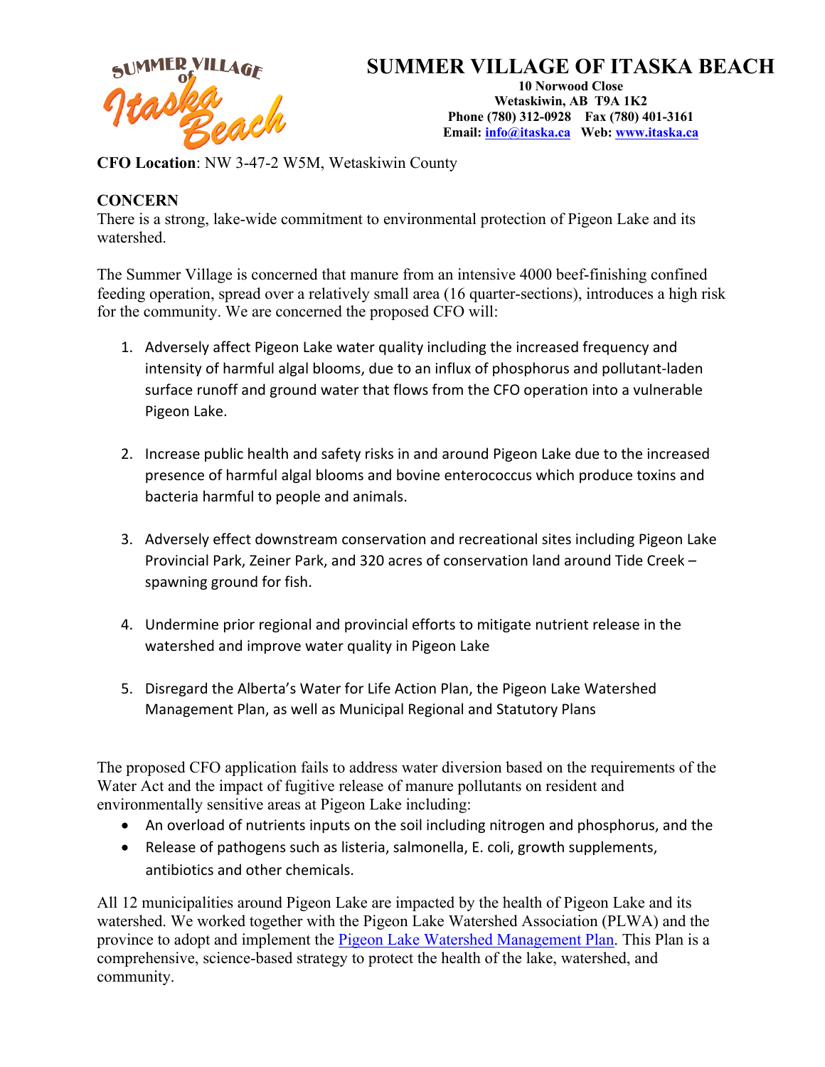# SUMMER VILLAGE OF ITASKA BEACH

**10 Norwood Close**
**Wetaskiwin, AB T9A 1K2**
**Phone (780) 312-0928 Fax (780) 401-3161**
**Email: info@itaska.ca Web: www.itaska.ca**

**CFO Location**: NW 3-47-2 W5M, Wetaskiwin County

**CONCERN**

There is a strong, lake-wide commitment to environmental protection of Pigeon Lake and its watershed.

The Summer Village is concerned that manure from an intensive 4000 beef-finishing confined feeding operation, spread over a relatively small area (16 quarter-sections), introduces a high risk for the community. We are concerned the proposed CFO will:

1. Adversely affect Pigeon Lake water quality including the increased frequency and intensity of harmful algal blooms, due to an influx of phosphorus and pollutant-laden surface runoff and ground water that flows from the CFO operation into a vulnerable Pigeon Lake.

2. Increase public health and safety risks in and around Pigeon Lake due to the increased presence of harmful algal blooms and bovine enterococcus which produce toxins and bacteria harmful to people and animals.

3. Adversely effect downstream conservation and recreational sites including Pigeon Lake Provincial Park, Zeiner Park, and 320 acres of conservation land around Tide Creek – spawning ground for fish.

4. Undermine prior regional and provincial efforts to mitigate nutrient release in the watershed and improve water quality in Pigeon Lake

5. Disregard the Alberta's Water for Life Action Plan, the Pigeon Lake Watershed Management Plan, as well as Municipal Regional and Statutory Plans

The proposed CFO application fails to address water diversion based on the requirements of the Water Act and the impact of fugitive release of manure pollutants on resident and environmentally sensitive areas at Pigeon Lake including:

- An overload of nutrients inputs on the soil including nitrogen and phosphorus, and the
- Release of pathogens such as listeria, salmonella, E. coli, growth supplements, antibiotics and other chemicals.

All 12 municipalities around Pigeon Lake are impacted by the health of Pigeon Lake and its watershed. We worked together with the Pigeon Lake Watershed Association (PLWA) and the province to adopt and implement the Pigeon Lake Watershed Management Plan. This Plan is a comprehensive, science-based strategy to protect the health of the lake, watershed, and community.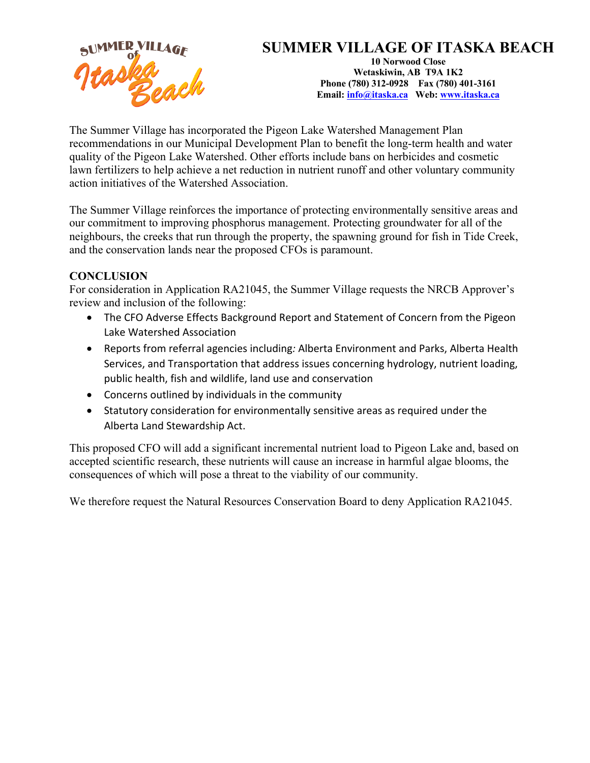# SUMMER VILLAGE OF ITASKA BEACH

**10 Norwood Close**
**Wetaskiwin, AB T9A 1K2**
**Phone (780) 312-0928 Fax (780) 401-3161**
**Email: info@itaska.ca Web: www.itaska.ca**

The Summer Village has incorporated the Pigeon Lake Watershed Management Plan recommendations in our Municipal Development Plan to benefit the long-term health and water quality of the Pigeon Lake Watershed. Other efforts include bans on herbicides and cosmetic lawn fertilizers to help achieve a net reduction in nutrient runoff and other voluntary community action initiatives of the Watershed Association.

The Summer Village reinforces the importance of protecting environmentally sensitive areas and our commitment to improving phosphorus management. Protecting groundwater for all of the neighbours, the creeks that run through the property, the spawning ground for fish in Tide Creek, and the conservation lands near the proposed CFOs is paramount.

**CONCLUSION**

For consideration in Application RA21045, the Summer Village requests the NRCB Approver's review and inclusion of the following:

- The CFO Adverse Effects Background Report and Statement of Concern from the Pigeon Lake Watershed Association
- Reports from referral agencies including*:* Alberta Environment and Parks, Alberta Health Services, and Transportation that address issues concerning hydrology, nutrient loading, public health, fish and wildlife, land use and conservation
- Concerns outlined by individuals in the community
- Statutory consideration for environmentally sensitive areas as required under the Alberta Land Stewardship Act.

This proposed CFO will add a significant incremental nutrient load to Pigeon Lake and, based on accepted scientific research, these nutrients will cause an increase in harmful algae blooms, the consequences of which will pose a threat to the viability of our community.

We therefore request the Natural Resources Conservation Board to deny Application RA21045.